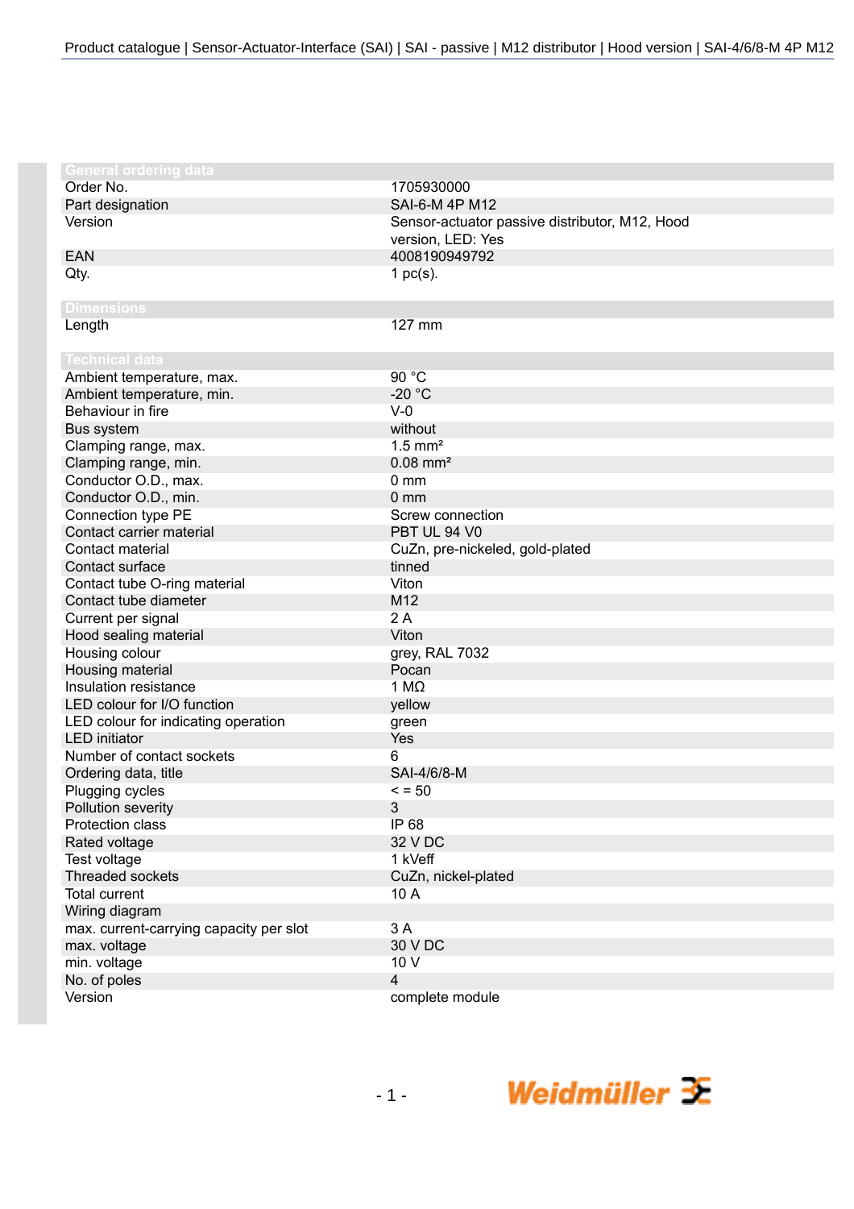## General ordering data

| | |
|---|---|
| Order No. | 1705930000 |
| Part designation | SAI-6-M 4P M12 |
| Version | Sensor-actuator passive distributor, M12, Hood version, LED: Yes |
| EAN | 4008190949792 |
| Qty. | 1 pc(s). |

## Dimensions

| | |
|---|---|
| Length | 127 mm |

## Technical data

| | |
|---|---|
| Ambient temperature, max. | 90 °C |
| Ambient temperature, min. | -20 °C |
| Behaviour in fire | V-0 |
| Bus system | without |
| Clamping range, max. | 1.5 mm² |
| Clamping range, min. | 0.08 mm² |
| Conductor O.D., max. | 0 mm |
| Conductor O.D., min. | 0 mm |
| Connection type PE | Screw connection |
| Contact carrier material | PBT UL 94 V0 |
| Contact material | CuZn, pre-nickeled, gold-plated |
| Contact surface | tinned |
| Contact tube O-ring material | Viton |
| Contact tube diameter | M12 |
| Current per signal | 2 A |
| Hood sealing material | Viton |
| Housing colour | grey, RAL 7032 |
| Housing material | Pocan |
| Insulation resistance | 1 MΩ |
| LED colour for I/O function | yellow |
| LED colour for indicating operation | green |
| LED initiator | Yes |
| Number of contact sockets | 6 |
| Ordering data, title | SAI-4/6/8-M |
| Plugging cycles | < = 50 |
| Pollution severity | 3 |
| Protection class | IP 68 |
| Rated voltage | 32 V DC |
| Test voltage | 1 kVeff |
| Threaded sockets | CuZn, nickel-plated |
| Total current | 10 A |
| Wiring diagram | |
| max. current-carrying capacity per slot | 3 A |
| max. voltage | 30 V DC |
| min. voltage | 10 V |
| No. of poles | 4 |
| Version | complete module |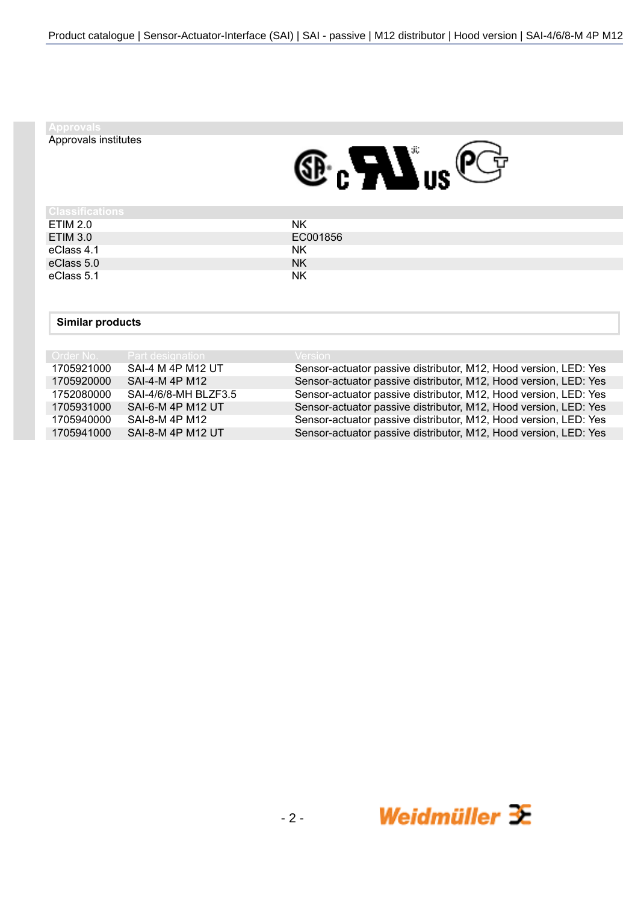## Approvals

| | |
|---|---|
| Approvals institutes | |

## Classifications

| | |
|---|---|
| ETIM 2.0 | NK |
| ETIM 3.0 | EC001856 |
| eClass 4.1 | NK |
| eClass 5.0 | NK |
| eClass 5.1 | NK |

## Similar products

| Order No. | Part designation | Version |
|---|---|---|
| 1705921000 | SAI-4 M 4P M12 UT | Sensor-actuator passive distributor, M12, Hood version, LED: Yes |
| 1705920000 | SAI-4-M 4P M12 | Sensor-actuator passive distributor, M12, Hood version, LED: Yes |
| 1752080000 | SAI-4/6/8-MH BLZF3.5 | Sensor-actuator passive distributor, M12, Hood version, LED: Yes |
| 1705931000 | SAI-6-M 4P M12 UT | Sensor-actuator passive distributor, M12, Hood version, LED: Yes |
| 1705940000 | SAI-8-M 4P M12 | Sensor-actuator passive distributor, M12, Hood version, LED: Yes |
| 1705941000 | SAI-8-M 4P M12 UT | Sensor-actuator passive distributor, M12, Hood version, LED: Yes |